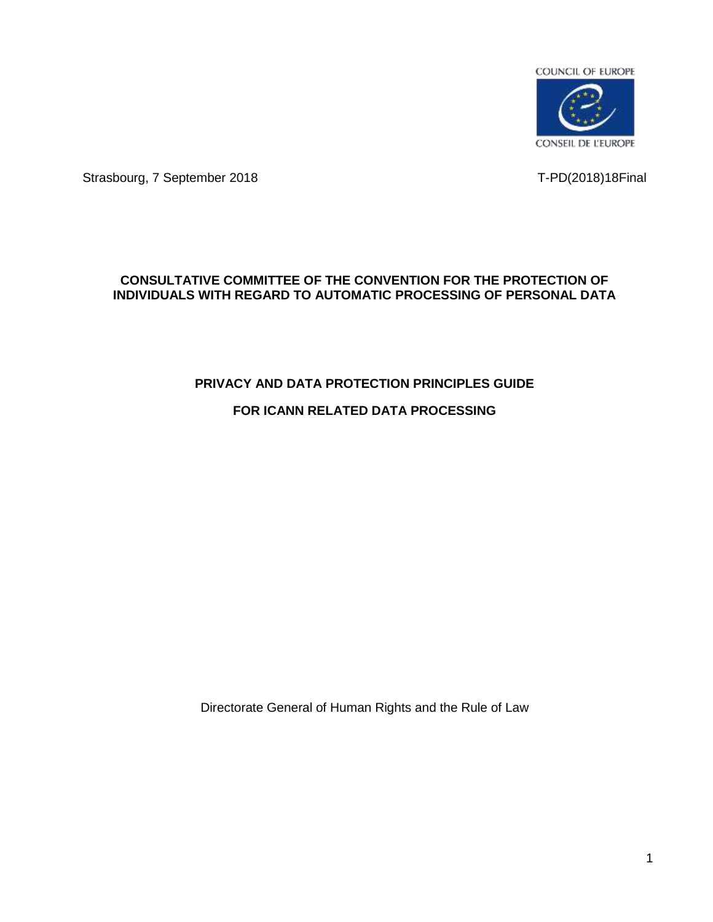COUNCIL OF EUROPE

CONSEIL DE L'EUROPE

Strasbourg, 7 September 2018

T-PD(2018)18Final

**CONSULTATIVE COMMITTEE OF THE CONVENTION FOR THE PROTECTION OF INDIVIDUALS WITH REGARD TO AUTOMATIC PROCESSING OF PERSONAL DATA**

# PRIVACY AND DATA PROTECTION PRINCIPLES GUIDE

# FOR ICANN RELATED DATA PROCESSING

Directorate General of Human Rights and the Rule of Law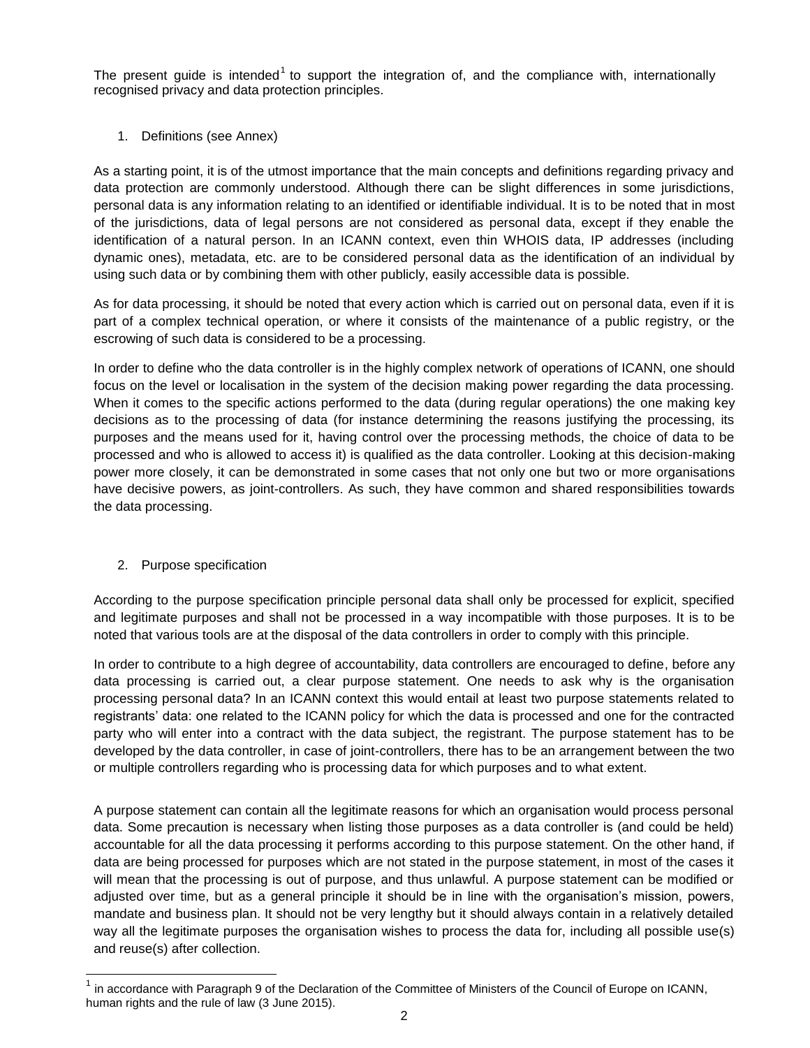The present guide is intended[1] to support the integration of, and the compliance with, internationally recognised privacy and data protection principles.

## 1. Definitions (see Annex)

As a starting point, it is of the utmost importance that the main concepts and definitions regarding privacy and data protection are commonly understood. Although there can be slight differences in some jurisdictions, personal data is any information relating to an identified or identifiable individual. It is to be noted that in most of the jurisdictions, data of legal persons are not considered as personal data, except if they enable the identification of a natural person. In an ICANN context, even thin WHOIS data, IP addresses (including dynamic ones), metadata, etc. are to be considered personal data as the identification of an individual by using such data or by combining them with other publicly, easily accessible data is possible.

As for data processing, it should be noted that every action which is carried out on personal data, even if it is part of a complex technical operation, or where it consists of the maintenance of a public registry, or the escrowing of such data is considered to be a processing.

In order to define who the data controller is in the highly complex network of operations of ICANN, one should focus on the level or localisation in the system of the decision making power regarding the data processing. When it comes to the specific actions performed to the data (during regular operations) the one making key decisions as to the processing of data (for instance determining the reasons justifying the processing, its purposes and the means used for it, having control over the processing methods, the choice of data to be processed and who is allowed to access it) is qualified as the data controller. Looking at this decision-making power more closely, it can be demonstrated in some cases that not only one but two or more organisations have decisive powers, as joint-controllers. As such, they have common and shared responsibilities towards the data processing.

## 2. Purpose specification

According to the purpose specification principle personal data shall only be processed for explicit, specified and legitimate purposes and shall not be processed in a way incompatible with those purposes. It is to be noted that various tools are at the disposal of the data controllers in order to comply with this principle.

In order to contribute to a high degree of accountability, data controllers are encouraged to define, before any data processing is carried out, a clear purpose statement. One needs to ask why is the organisation processing personal data? In an ICANN context this would entail at least two purpose statements related to registrants' data: one related to the ICANN policy for which the data is processed and one for the contracted party who will enter into a contract with the data subject, the registrant. The purpose statement has to be developed by the data controller, in case of joint-controllers, there has to be an arrangement between the two or multiple controllers regarding who is processing data for which purposes and to what extent.

A purpose statement can contain all the legitimate reasons for which an organisation would process personal data. Some precaution is necessary when listing those purposes as a data controller is (and could be held) accountable for all the data processing it performs according to this purpose statement. On the other hand, if data are being processed for purposes which are not stated in the purpose statement, in most of the cases it will mean that the processing is out of purpose, and thus unlawful. A purpose statement can be modified or adjusted over time, but as a general principle it should be in line with the organisation's mission, powers, mandate and business plan. It should not be very lengthy but it should always contain in a relatively detailed way all the legitimate purposes the organisation wishes to process the data for, including all possible use(s) and reuse(s) after collection.

---

[1] in accordance with Paragraph 9 of the Declaration of the Committee of Ministers of the Council of Europe on ICANN, human rights and the rule of law (3 June 2015).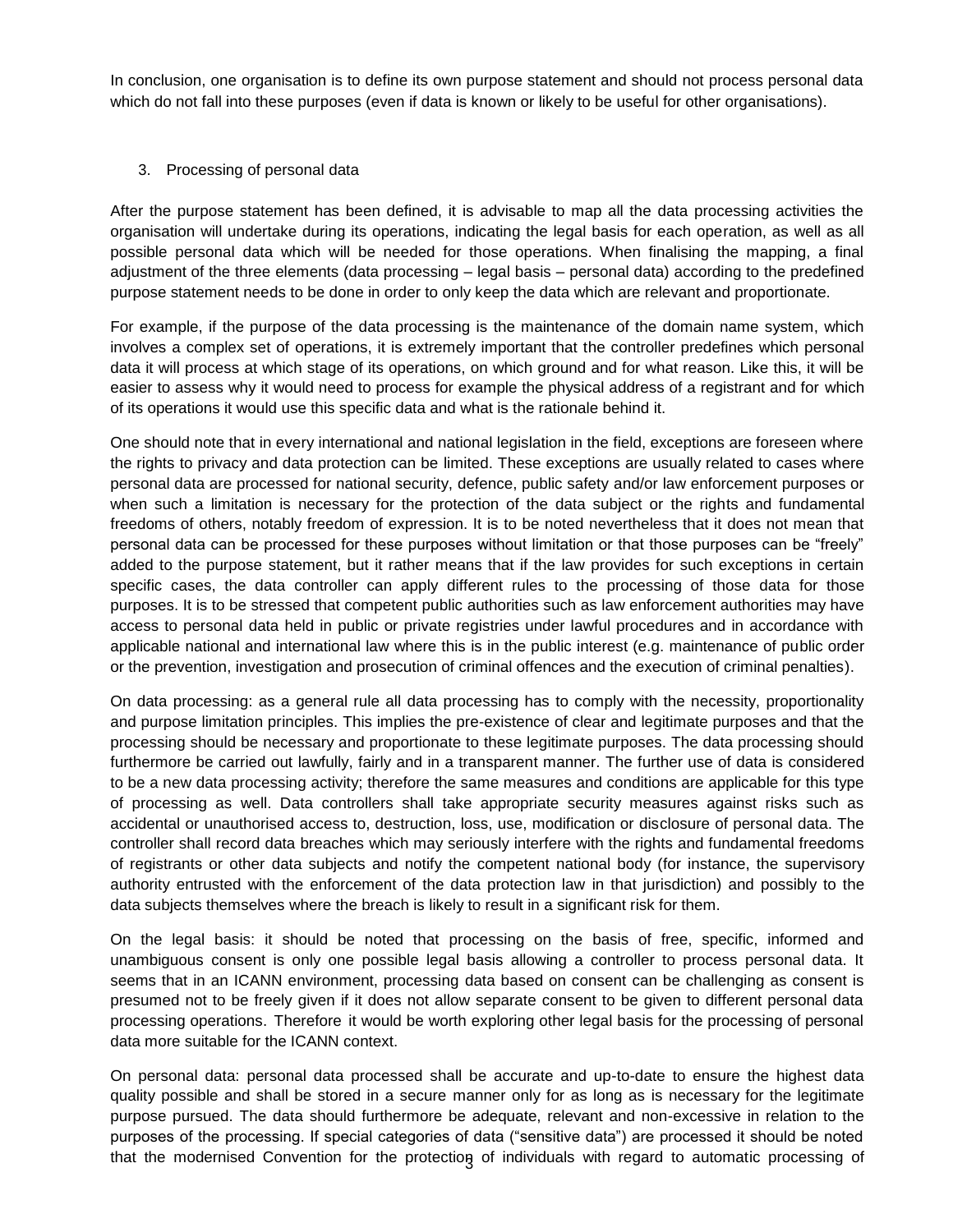In conclusion, one organisation is to define its own purpose statement and should not process personal data which do not fall into these purposes (even if data is known or likely to be useful for other organisations).

3. Processing of personal data

After the purpose statement has been defined, it is advisable to map all the data processing activities the organisation will undertake during its operations, indicating the legal basis for each operation, as well as all possible personal data which will be needed for those operations. When finalising the mapping, a final adjustment of the three elements (data processing – legal basis – personal data) according to the predefined purpose statement needs to be done in order to only keep the data which are relevant and proportionate.

For example, if the purpose of the data processing is the maintenance of the domain name system, which involves a complex set of operations, it is extremely important that the controller predefines which personal data it will process at which stage of its operations, on which ground and for what reason. Like this, it will be easier to assess why it would need to process for example the physical address of a registrant and for which of its operations it would use this specific data and what is the rationale behind it.

One should note that in every international and national legislation in the field, exceptions are foreseen where the rights to privacy and data protection can be limited. These exceptions are usually related to cases where personal data are processed for national security, defence, public safety and/or law enforcement purposes or when such a limitation is necessary for the protection of the data subject or the rights and fundamental freedoms of others, notably freedom of expression. It is to be noted nevertheless that it does not mean that personal data can be processed for these purposes without limitation or that those purposes can be "freely" added to the purpose statement, but it rather means that if the law provides for such exceptions in certain specific cases, the data controller can apply different rules to the processing of those data for those purposes. It is to be stressed that competent public authorities such as law enforcement authorities may have access to personal data held in public or private registries under lawful procedures and in accordance with applicable national and international law where this is in the public interest (e.g. maintenance of public order or the prevention, investigation and prosecution of criminal offences and the execution of criminal penalties).

On data processing: as a general rule all data processing has to comply with the necessity, proportionality and purpose limitation principles. This implies the pre-existence of clear and legitimate purposes and that the processing should be necessary and proportionate to these legitimate purposes. The data processing should furthermore be carried out lawfully, fairly and in a transparent manner. The further use of data is considered to be a new data processing activity; therefore the same measures and conditions are applicable for this type of processing as well. Data controllers shall take appropriate security measures against risks such as accidental or unauthorised access to, destruction, loss, use, modification or disclosure of personal data. The controller shall record data breaches which may seriously interfere with the rights and fundamental freedoms of registrants or other data subjects and notify the competent national body (for instance, the supervisory authority entrusted with the enforcement of the data protection law in that jurisdiction) and possibly to the data subjects themselves where the breach is likely to result in a significant risk for them.

On the legal basis: it should be noted that processing on the basis of free, specific, informed and unambiguous consent is only one possible legal basis allowing a controller to process personal data. It seems that in an ICANN environment, processing data based on consent can be challenging as consent is presumed not to be freely given if it does not allow separate consent to be given to different personal data processing operations. Therefore it would be worth exploring other legal basis for the processing of personal data more suitable for the ICANN context.

On personal data: personal data processed shall be accurate and up-to-date to ensure the highest data quality possible and shall be stored in a secure manner only for as long as is necessary for the legitimate purpose pursued. The data should furthermore be adequate, relevant and non-excessive in relation to the purposes of the processing. If special categories of data ("sensitive data") are processed it should be noted that the modernised Convention for the protection of individuals with regard to automatic processing of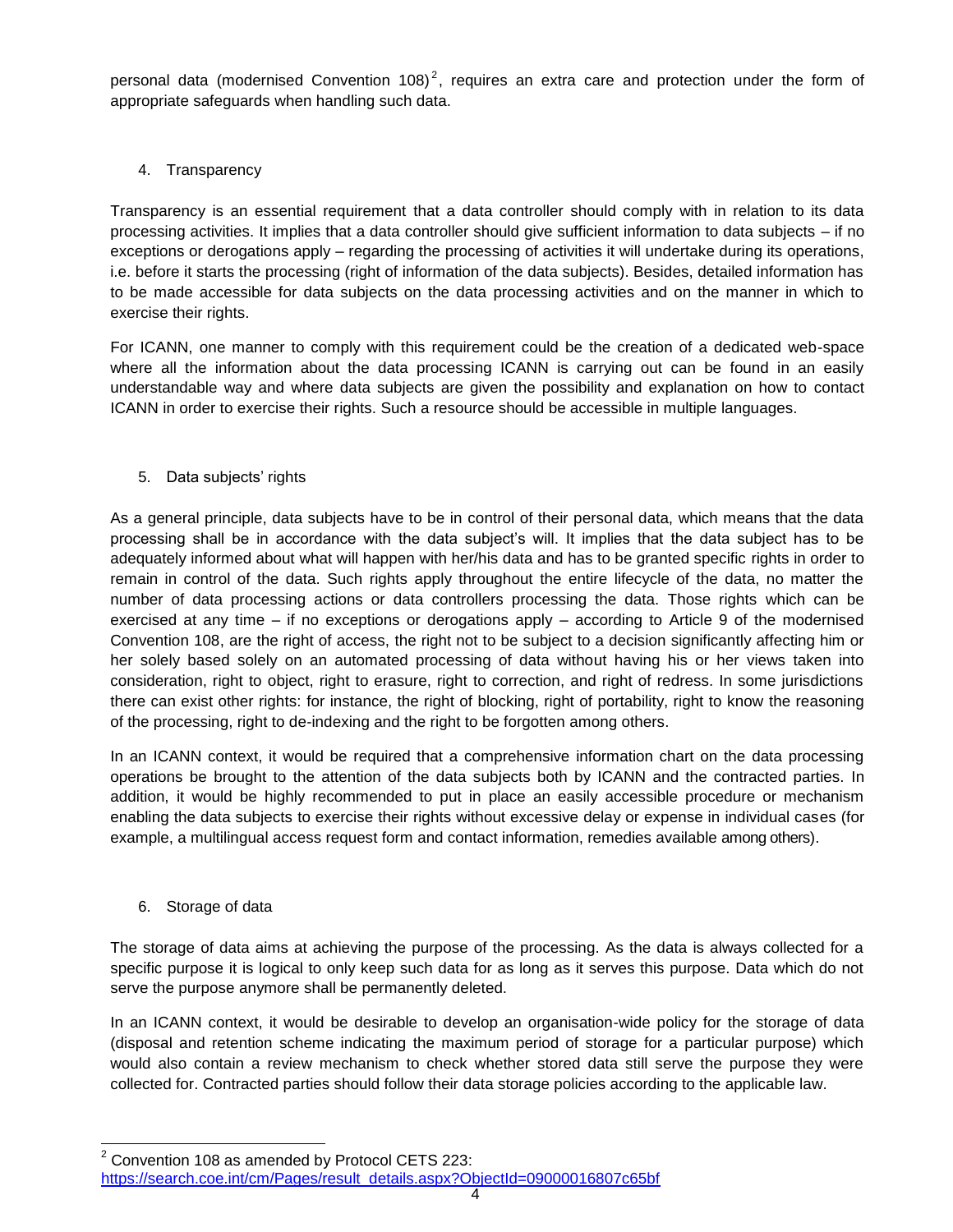personal data (modernised Convention 108)[2], requires an extra care and protection under the form of appropriate safeguards when handling such data.

4. Transparency

Transparency is an essential requirement that a data controller should comply with in relation to its data processing activities. It implies that a data controller should give sufficient information to data subjects – if no exceptions or derogations apply – regarding the processing of activities it will undertake during its operations, i.e. before it starts the processing (right of information of the data subjects). Besides, detailed information has to be made accessible for data subjects on the data processing activities and on the manner in which to exercise their rights.

For ICANN, one manner to comply with this requirement could be the creation of a dedicated web-space where all the information about the data processing ICANN is carrying out can be found in an easily understandable way and where data subjects are given the possibility and explanation on how to contact ICANN in order to exercise their rights. Such a resource should be accessible in multiple languages.

5. Data subjects' rights

As a general principle, data subjects have to be in control of their personal data, which means that the data processing shall be in accordance with the data subject's will. It implies that the data subject has to be adequately informed about what will happen with her/his data and has to be granted specific rights in order to remain in control of the data. Such rights apply throughout the entire lifecycle of the data, no matter the number of data processing actions or data controllers processing the data. Those rights which can be exercised at any time – if no exceptions or derogations apply – according to Article 9 of the modernised Convention 108, are the right of access, the right not to be subject to a decision significantly affecting him or her solely based solely on an automated processing of data without having his or her views taken into consideration, right to object, right to erasure, right to correction, and right of redress. In some jurisdictions there can exist other rights: for instance, the right of blocking, right of portability, right to know the reasoning of the processing, right to de-indexing and the right to be forgotten among others.

In an ICANN context, it would be required that a comprehensive information chart on the data processing operations be brought to the attention of the data subjects both by ICANN and the contracted parties. In addition, it would be highly recommended to put in place an easily accessible procedure or mechanism enabling the data subjects to exercise their rights without excessive delay or expense in individual cases (for example, a multilingual access request form and contact information, remedies available among others).

6. Storage of data

The storage of data aims at achieving the purpose of the processing. As the data is always collected for a specific purpose it is logical to only keep such data for as long as it serves this purpose. Data which do not serve the purpose anymore shall be permanently deleted.

In an ICANN context, it would be desirable to develop an organisation-wide policy for the storage of data (disposal and retention scheme indicating the maximum period of storage for a particular purpose) which would also contain a review mechanism to check whether stored data still serve the purpose they were collected for. Contracted parties should follow their data storage policies according to the applicable law.

---

[2] Convention 108 as amended by Protocol CETS 223: https://search.coe.int/cm/Pages/result_details.aspx?ObjectId=09000016807c65bf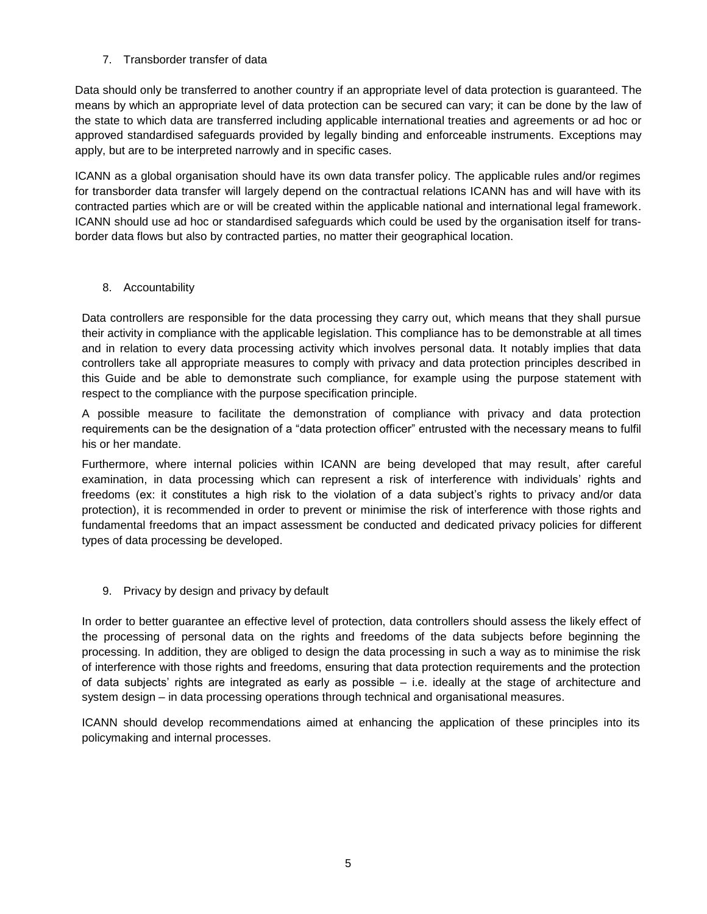7. Transborder transfer of data

Data should only be transferred to another country if an appropriate level of data protection is guaranteed. The means by which an appropriate level of data protection can be secured can vary; it can be done by the law of the state to which data are transferred including applicable international treaties and agreements or ad hoc or approved standardised safeguards provided by legally binding and enforceable instruments. Exceptions may apply, but are to be interpreted narrowly and in specific cases.

ICANN as a global organisation should have its own data transfer policy. The applicable rules and/or regimes for transborder data transfer will largely depend on the contractual relations ICANN has and will have with its contracted parties which are or will be created within the applicable national and international legal framework. ICANN should use ad hoc or standardised safeguards which could be used by the organisation itself for trans-border data flows but also by contracted parties, no matter their geographical location.

8. Accountability

Data controllers are responsible for the data processing they carry out, which means that they shall pursue their activity in compliance with the applicable legislation. This compliance has to be demonstrable at all times and in relation to every data processing activity which involves personal data. It notably implies that data controllers take all appropriate measures to comply with privacy and data protection principles described in this Guide and be able to demonstrate such compliance, for example using the purpose statement with respect to the compliance with the purpose specification principle.

A possible measure to facilitate the demonstration of compliance with privacy and data protection requirements can be the designation of a "data protection officer" entrusted with the necessary means to fulfil his or her mandate.

Furthermore, where internal policies within ICANN are being developed that may result, after careful examination, in data processing which can represent a risk of interference with individuals' rights and freedoms (ex: it constitutes a high risk to the violation of a data subject's rights to privacy and/or data protection), it is recommended in order to prevent or minimise the risk of interference with those rights and fundamental freedoms that an impact assessment be conducted and dedicated privacy policies for different types of data processing be developed.

9. Privacy by design and privacy by default

In order to better guarantee an effective level of protection, data controllers should assess the likely effect of the processing of personal data on the rights and freedoms of the data subjects before beginning the processing. In addition, they are obliged to design the data processing in such a way as to minimise the risk of interference with those rights and freedoms, ensuring that data protection requirements and the protection of data subjects' rights are integrated as early as possible – i.e. ideally at the stage of architecture and system design – in data processing operations through technical and organisational measures.

ICANN should develop recommendations aimed at enhancing the application of these principles into its policymaking and internal processes.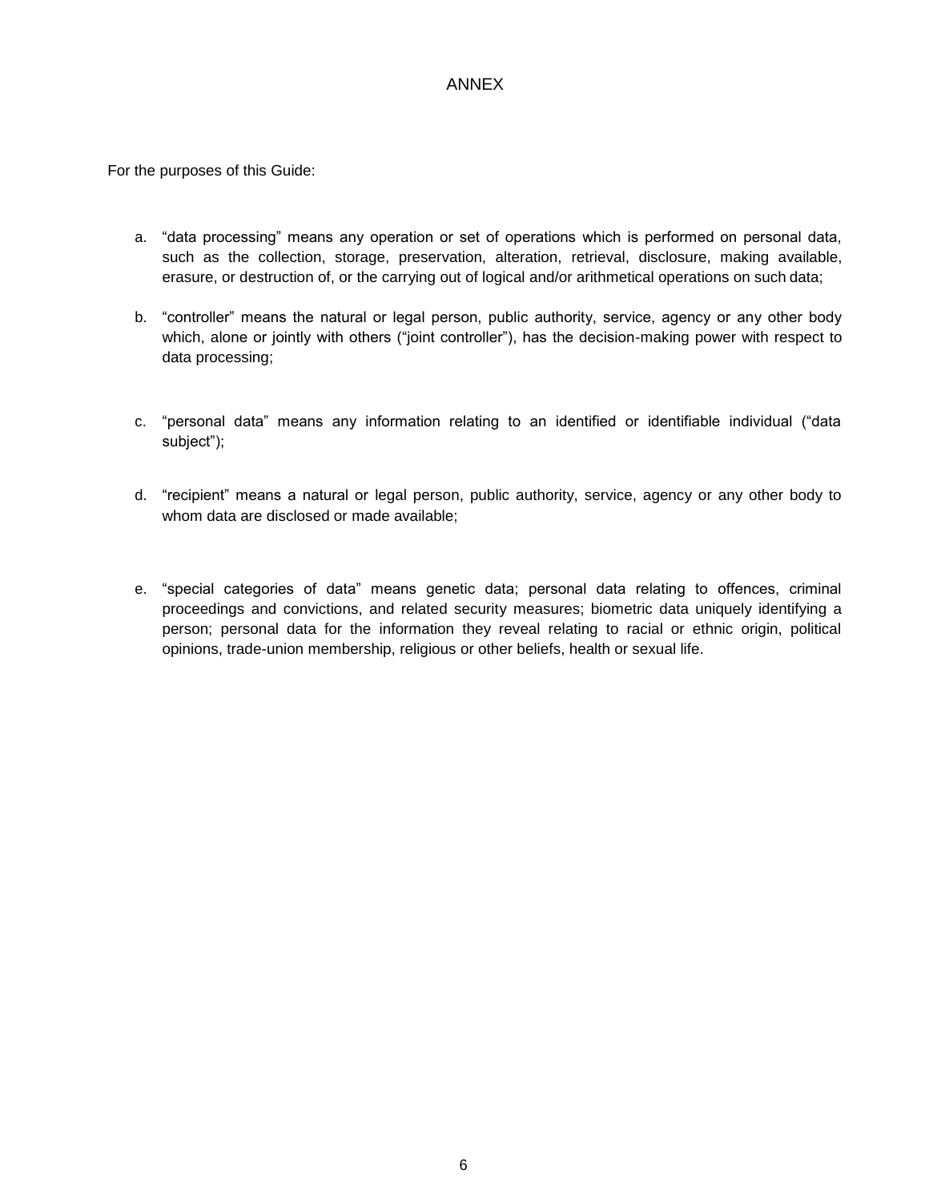# ANNEX

For the purposes of this Guide:

a. "data processing" means any operation or set of operations which is performed on personal data, such as the collection, storage, preservation, alteration, retrieval, disclosure, making available, erasure, or destruction of, or the carrying out of logical and/or arithmetical operations on such data;

b. "controller" means the natural or legal person, public authority, service, agency or any other body which, alone or jointly with others ("joint controller"), has the decision-making power with respect to data processing;

c. "personal data" means any information relating to an identified or identifiable individual ("data subject");

d. "recipient" means a natural or legal person, public authority, service, agency or any other body to whom data are disclosed or made available;

e. "special categories of data" means genetic data; personal data relating to offences, criminal proceedings and convictions, and related security measures; biometric data uniquely identifying a person; personal data for the information they reveal relating to racial or ethnic origin, political opinions, trade-union membership, religious or other beliefs, health or sexual life.